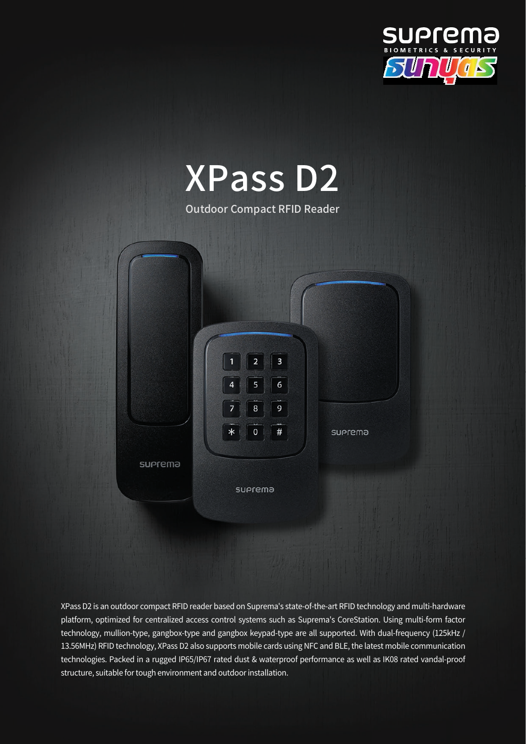# XPass D2

Outdoor Compact RFID Reader

XPass D2 is an outdoor compact RFID reader based on Suprema's state-of-the-art RFID technology and multi-hardware platform, optimized for centralized access control systems such as Suprema's CoreStation. Using multi-form factor technology, mullion-type, gangbox-type and gangbox keypad-type are all supported. With dual-frequency (125kHz / 13.56MHz) RFID technology, XPass D2 also supports mobile cards using NFC and BLE, the latest mobile communication technologies. Packed in a rugged IP65/IP67 rated dust & waterproof performance as well as IK08 rated vandal-proof structure, suitable for tough environment and outdoor installation.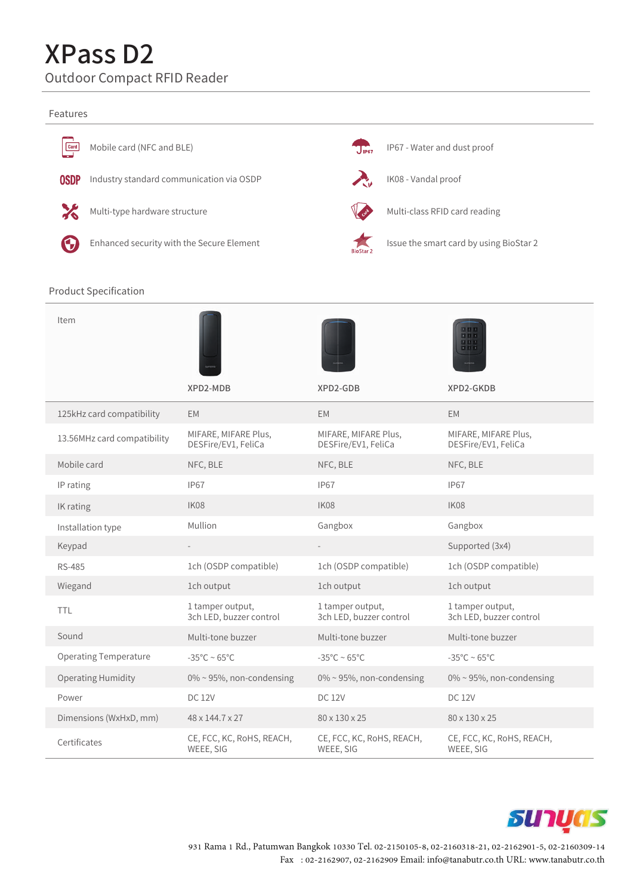# XPass D2

Outdoor Compact RFID Reader

## Features

- Mobile card (NFC and BLE)
- Industry standard communication via OSDP
- Multi-type hardware structure
- Enhanced security with the Secure Element
- IP67 - Water and dust proof
- IK08 - Vandal proof
- Multi-class RFID card reading
- Issue the smart card by using BioStar 2

## Product Specification

| Item | XPD2-MDB | XPD2-GDB | XPD2-GKDB |
|---|---|---|---|
| 125kHz card compatibility | EM | EM | EM |
| 13.56MHz card compatibility | MIFARE, MIFARE Plus, DESFire/EV1, FeliCa | MIFARE, MIFARE Plus, DESFire/EV1, FeliCa | MIFARE, MIFARE Plus, DESFire/EV1, FeliCa |
| Mobile card | NFC, BLE | NFC, BLE | NFC, BLE |
| IP rating | IP67 | IP67 | IP67 |
| IK rating | IK08 | IK08 | IK08 |
| Installation type | Mullion | Gangbox | Gangbox |
| Keypad | - | - | Supported (3x4) |
| RS-485 | 1ch (OSDP compatible) | 1ch (OSDP compatible) | 1ch (OSDP compatible) |
| Wiegand | 1ch output | 1ch output | 1ch output |
| TTL | 1 tamper output, 3ch LED, buzzer control | 1 tamper output, 3ch LED, buzzer control | 1 tamper output, 3ch LED, buzzer control |
| Sound | Multi-tone buzzer | Multi-tone buzzer | Multi-tone buzzer |
| Operating Temperature | -35°C ~ 65°C | -35°C ~ 65°C | -35°C ~ 65°C |
| Operating Humidity | 0% ~ 95%, non-condensing | 0% ~ 95%, non-condensing | 0% ~ 95%, non-condensing |
| Power | DC 12V | DC 12V | DC 12V |
| Dimensions (WxHxD, mm) | 48 x 144.7 x 27 | 80 x 130 x 25 | 80 x 130 x 25 |
| Certificates | CE, FCC, KC, RoHS, REACH, WEEE, SIG | CE, FCC, KC, RoHS, REACH, WEEE, SIG | CE, FCC, KC, RoHS, REACH, WEEE, SIG |

931 Rama 1 Rd., Patumwan Bangkok 10330 Tel. 02-2150105-8, 02-2160318-21, 02-2162901-5, 02-2160309-14
Fax : 02-2162907, 02-2162909 Email: info@tanabutr.co.th URL: www.tanabutr.co.th